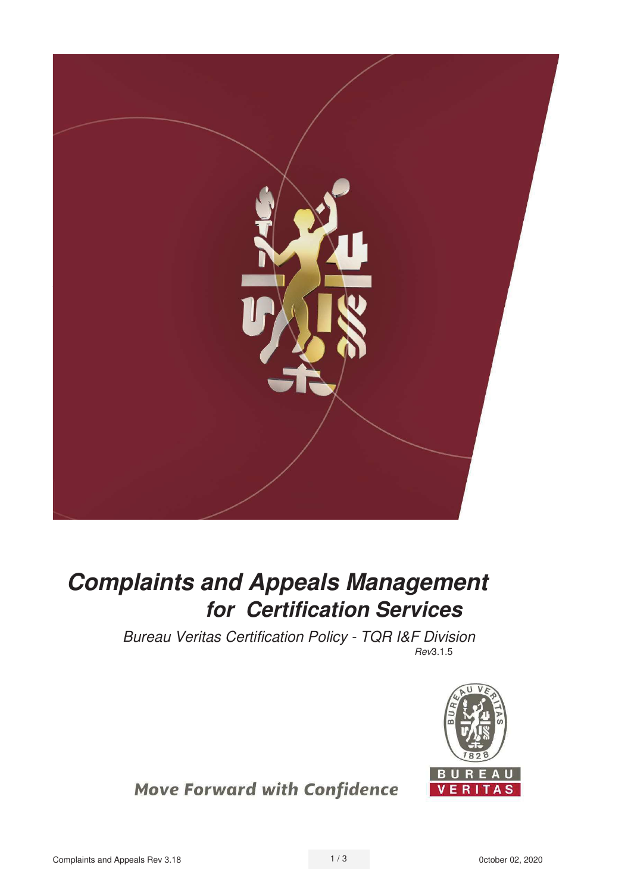# *Complaints and Appeals Management for Certification Services*

*Bureau Veritas Certification Policy - TQR I&F Division*

*Rev*3.1.5

**Move Forward with Confidence**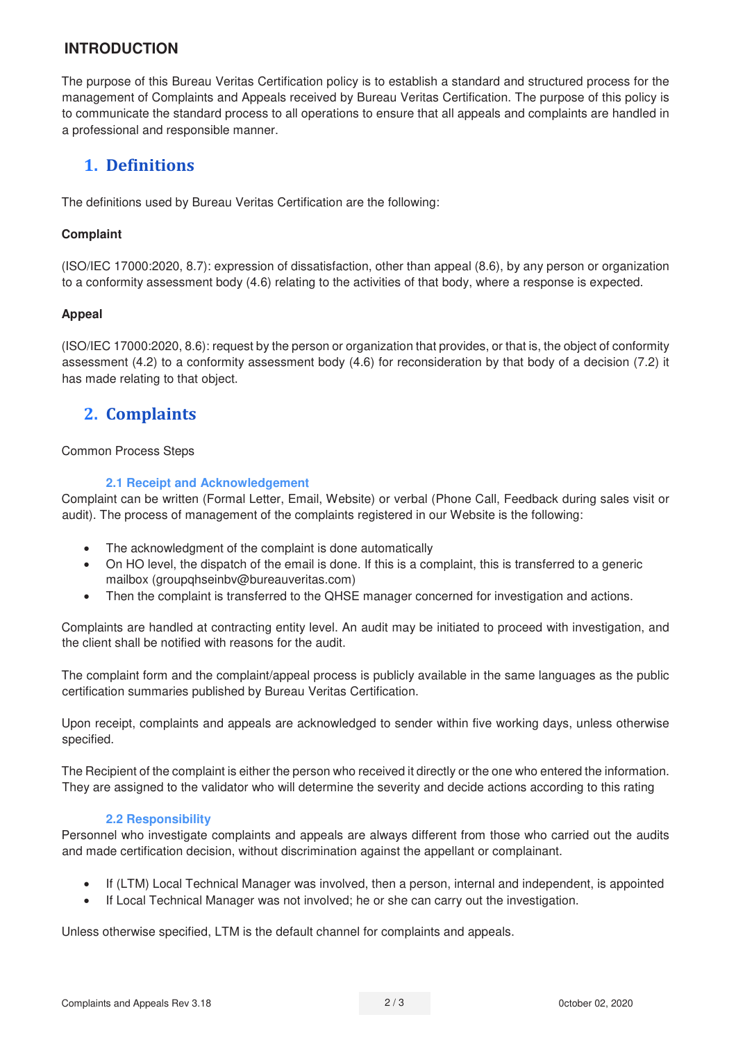## INTRODUCTION

The purpose of this Bureau Veritas Certification policy is to establish a standard and structured process for the management of Complaints and Appeals received by Bureau Veritas Certification. The purpose of this policy is to communicate the standard process to all operations to ensure that all appeals and complaints are handled in a professional and responsible manner.

# 1. Definitions

The definitions used by Bureau Veritas Certification are the following:

**Complaint**

(ISO/IEC 17000:2020, 8.7): expression of dissatisfaction, other than appeal (8.6), by any person or organization to a conformity assessment body (4.6) relating to the activities of that body, where a response is expected.

**Appeal**

(ISO/IEC 17000:2020, 8.6): request by the person or organization that provides, or that is, the object of conformity assessment (4.2) to a conformity assessment body (4.6) for reconsideration by that body of a decision (7.2) it has made relating to that object.

# 2. Complaints

Common Process Steps

### 2.1 Receipt and Acknowledgement

Complaint can be written (Formal Letter, Email, Website) or verbal (Phone Call, Feedback during sales visit or audit). The process of management of the complaints registered in our Website is the following:

- The acknowledgment of the complaint is done automatically
- On HO level, the dispatch of the email is done. If this is a complaint, this is transferred to a generic mailbox (groupqhseinbv@bureauveritas.com)
- Then the complaint is transferred to the QHSE manager concerned for investigation and actions.

Complaints are handled at contracting entity level. An audit may be initiated to proceed with investigation, and the client shall be notified with reasons for the audit.

The complaint form and the complaint/appeal process is publicly available in the same languages as the public certification summaries published by Bureau Veritas Certification.

Upon receipt, complaints and appeals are acknowledged to sender within five working days, unless otherwise specified.

The Recipient of the complaint is either the person who received it directly or the one who entered the information. They are assigned to the validator who will determine the severity and decide actions according to this rating

### 2.2 Responsibility

Personnel who investigate complaints and appeals are always different from those who carried out the audits and made certification decision, without discrimination against the appellant or complainant.

- If (LTM) Local Technical Manager was involved, then a person, internal and independent, is appointed
- If Local Technical Manager was not involved; he or she can carry out the investigation.

Unless otherwise specified, LTM is the default channel for complaints and appeals.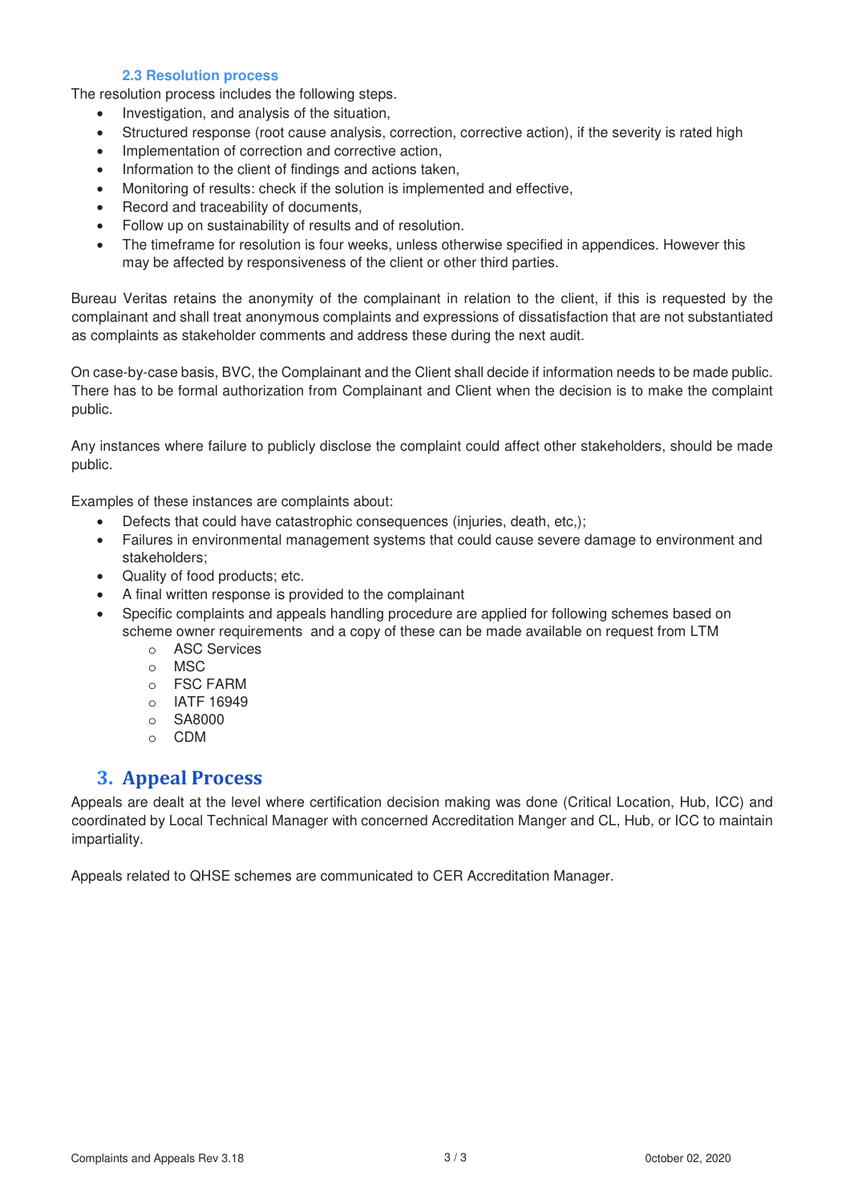### 2.3 Resolution process

The resolution process includes the following steps.

- Investigation, and analysis of the situation,
- Structured response (root cause analysis, correction, corrective action), if the severity is rated high
- Implementation of correction and corrective action,
- Information to the client of findings and actions taken,
- Monitoring of results: check if the solution is implemented and effective,
- Record and traceability of documents,
- Follow up on sustainability of results and of resolution.
- The timeframe for resolution is four weeks, unless otherwise specified in appendices. However this may be affected by responsiveness of the client or other third parties.

Bureau Veritas retains the anonymity of the complainant in relation to the client, if this is requested by the complainant and shall treat anonymous complaints and expressions of dissatisfaction that are not substantiated as complaints as stakeholder comments and address these during the next audit.

On case-by-case basis, BVC, the Complainant and the Client shall decide if information needs to be made public. There has to be formal authorization from Complainant and Client when the decision is to make the complaint public.

Any instances where failure to publicly disclose the complaint could affect other stakeholders, should be made public.

Examples of these instances are complaints about:

- Defects that could have catastrophic consequences (injuries, death, etc,);
- Failures in environmental management systems that could cause severe damage to environment and stakeholders;
- Quality of food products; etc.
- A final written response is provided to the complainant
- Specific complaints and appeals handling procedure are applied for following schemes based on scheme owner requirements and a copy of these can be made available on request from LTM
  - ASC Services
  - MSC
  - FSC FARM
  - IATF 16949
  - SA8000
  - CDM

## 3. Appeal Process

Appeals are dealt at the level where certification decision making was done (Critical Location, Hub, ICC) and coordinated by Local Technical Manager with concerned Accreditation Manger and CL, Hub, or ICC to maintain impartiality.

Appeals related to QHSE schemes are communicated to CER Accreditation Manager.